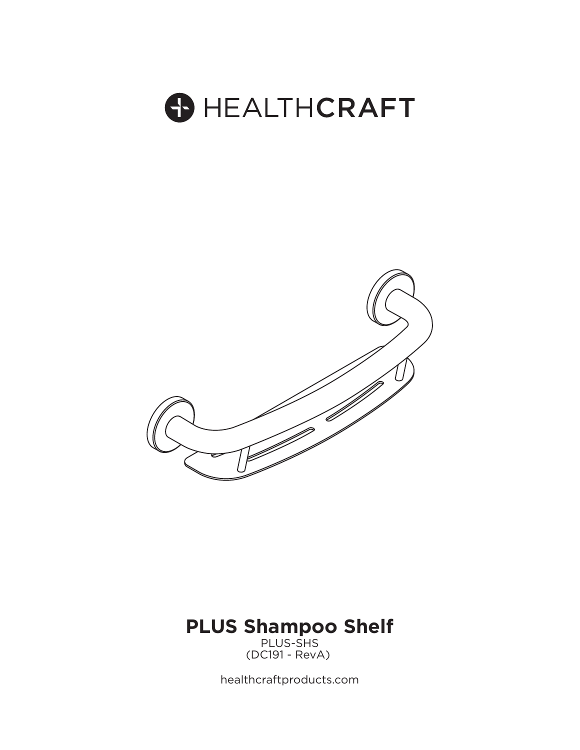HEALTHCRAFT

# PLUS Shampoo Shelf

PLUS-SHS
(DC191 - RevA)

healthcraftproducts.com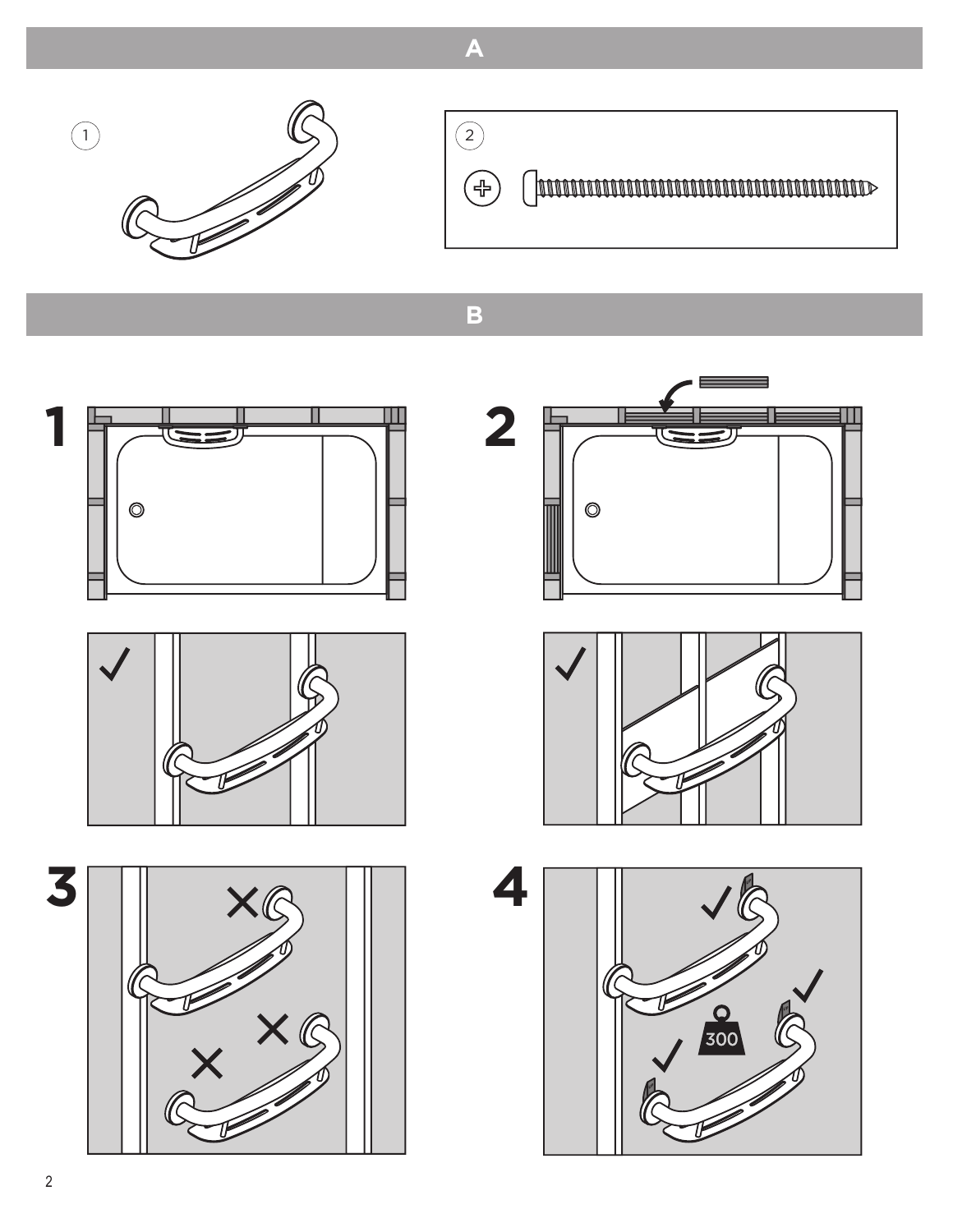# A

1

2

# B

1

2

3

4

300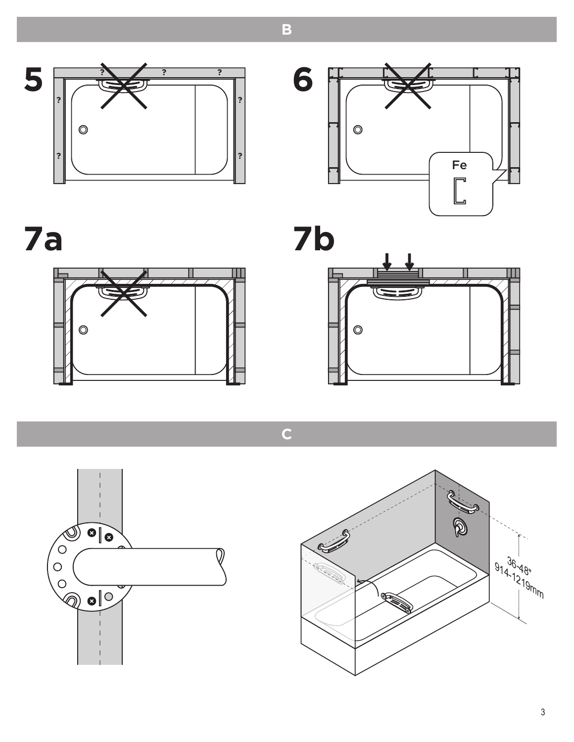# B

5

?

6

Fe

7a

7b

# C

36-48"
914-1219mm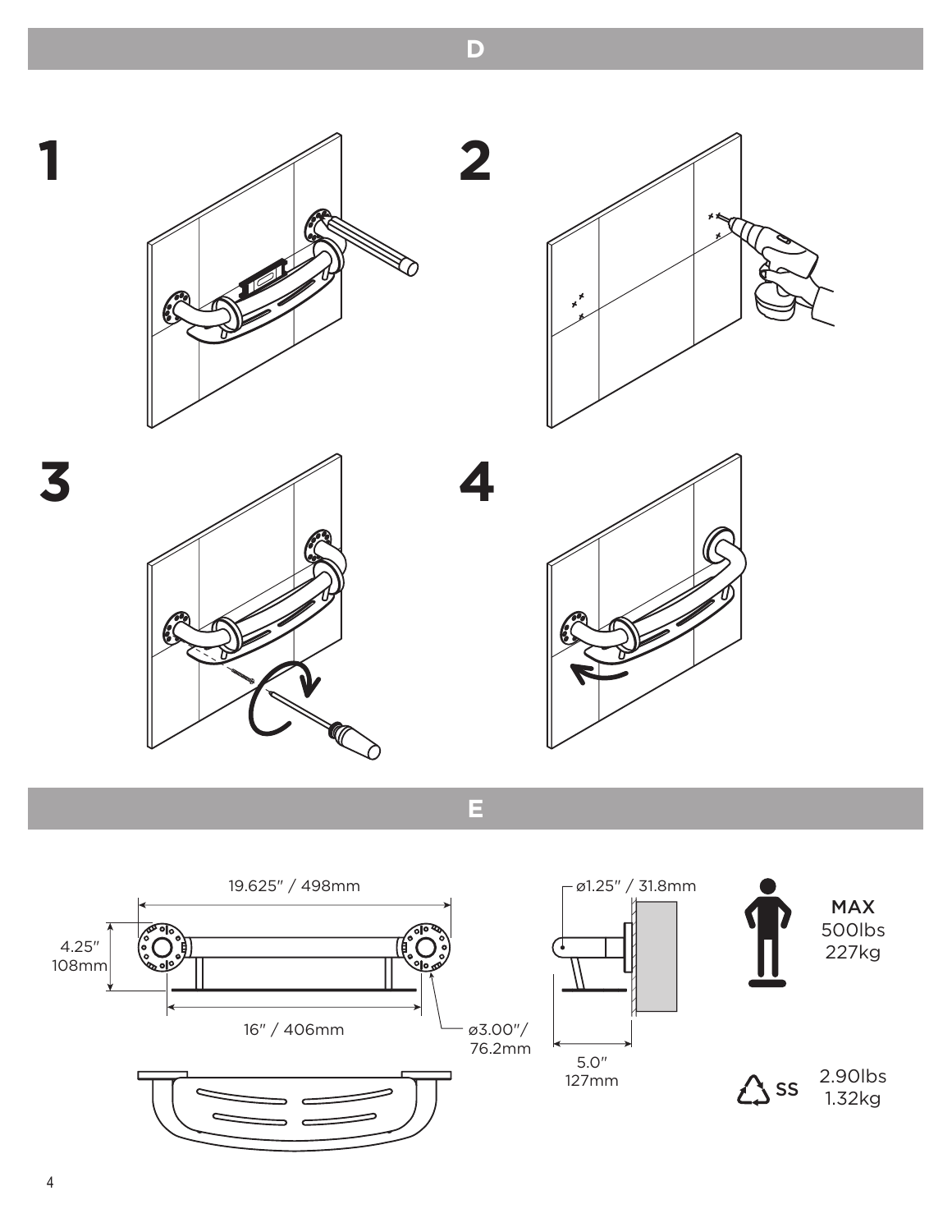## D

1

2

3

4

## E

19.625″ / 498mm

4.25″
108mm

16″ / 406mm

ø3.00″/
76.2mm

ø1.25″ / 31.8mm

5.0″
127mm

MAX
500lbs
227kg

SS

2.90lbs
1.32kg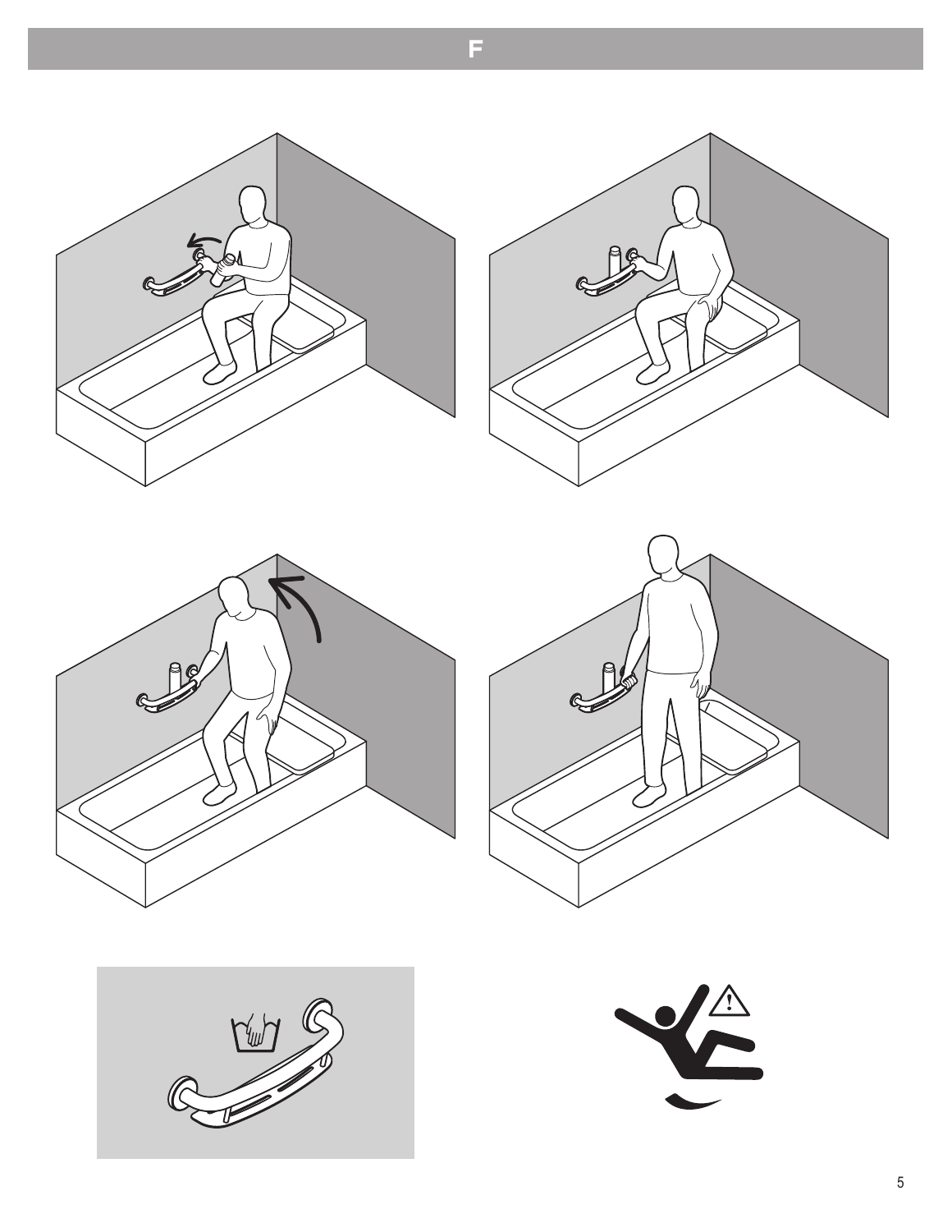# F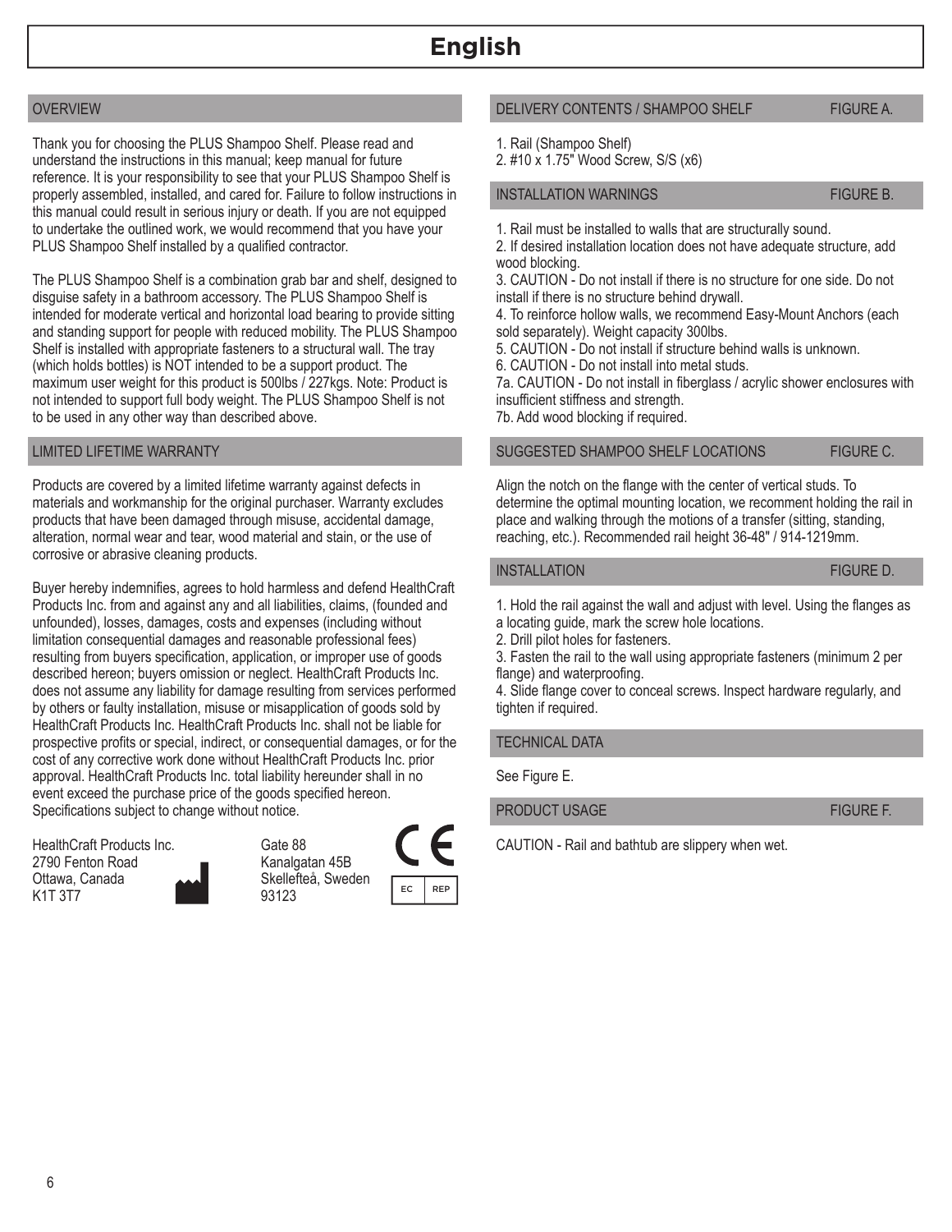# English

## OVERVIEW

Thank you for choosing the PLUS Shampoo Shelf. Please read and understand the instructions in this manual; keep manual for future reference. It is your responsibility to see that your PLUS Shampoo Shelf is properly assembled, installed, and cared for. Failure to follow instructions in this manual could result in serious injury or death. If you are not equipped to undertake the outlined work, we would recommend that you have your PLUS Shampoo Shelf installed by a qualified contractor.

The PLUS Shampoo Shelf is a combination grab bar and shelf, designed to disguise safety in a bathroom accessory. The PLUS Shampoo Shelf is intended for moderate vertical and horizontal load bearing to provide sitting and standing support for people with reduced mobility. The PLUS Shampoo Shelf is installed with appropriate fasteners to a structural wall. The tray (which holds bottles) is NOT intended to be a support product. The maximum user weight for this product is 500lbs / 227kgs. Note: Product is not intended to support full body weight. The PLUS Shampoo Shelf is not to be used in any other way than described above.

## LIMITED LIFETIME WARRANTY

Products are covered by a limited lifetime warranty against defects in materials and workmanship for the original purchaser. Warranty excludes products that have been damaged through misuse, accidental damage, alteration, normal wear and tear, wood material and stain, or the use of corrosive or abrasive cleaning products.

Buyer hereby indemnifies, agrees to hold harmless and defend HealthCraft Products Inc. from and against any and all liabilities, claims, (founded and unfounded), losses, damages, costs and expenses (including without limitation consequential damages and reasonable professional fees) resulting from buyers specification, application, or improper use of goods described hereon; buyers omission or neglect. HealthCraft Products Inc. does not assume any liability for damage resulting from services performed by others or faulty installation, misuse or misapplication of goods sold by HealthCraft Products Inc. HealthCraft Products Inc. shall not be liable for prospective profits or special, indirect, or consequential damages, or for the cost of any corrective work done without HealthCraft Products Inc. prior approval. HealthCraft Products Inc. total liability hereunder shall in no event exceed the purchase price of the goods specified hereon. Specifications subject to change without notice.

HealthCraft Products Inc.
2790 Fenton Road
Ottawa, Canada
K1T 3T7

Gate 88
Kanalgatan 45B
Skellefteå, Sweden
93123

CE

EC REP

## DELIVERY CONTENTS / SHAMPOO SHELF — FIGURE A.

1. Rail (Shampoo Shelf)
2. #10 x 1.75" Wood Screw, S/S (x6)

## INSTALLATION WARNINGS — FIGURE B.

1. Rail must be installed to walls that are structurally sound.
2. If desired installation location does not have adequate structure, add wood blocking.
3. CAUTION - Do not install if there is no structure for one side. Do not install if there is no structure behind drywall.
4. To reinforce hollow walls, we recommend Easy-Mount Anchors (each sold separately). Weight capacity 300lbs.
5. CAUTION - Do not install if structure behind walls is unknown.
6. CAUTION - Do not install into metal studs.

7a. CAUTION - Do not install in fiberglass / acrylic shower enclosures with insufficient stiffness and strength.

7b. Add wood blocking if required.

## SUGGESTED SHAMPOO SHELF LOCATIONS — FIGURE C.

Align the notch on the flange with the center of vertical studs. To determine the optimal mounting location, we recomment holding the rail in place and walking through the motions of a transfer (sitting, standing, reaching, etc.). Recommended rail height 36-48" / 914-1219mm.

## INSTALLATION — FIGURE D.

1. Hold the rail against the wall and adjust with level. Using the flanges as a locating guide, mark the screw hole locations.
2. Drill pilot holes for fasteners.
3. Fasten the rail to the wall using appropriate fasteners (minimum 2 per flange) and waterproofing.
4. Slide flange cover to conceal screws. Inspect hardware regularly, and tighten if required.

## TECHNICAL DATA

See Figure E.

## PRODUCT USAGE — FIGURE F.

CAUTION - Rail and bathtub are slippery when wet.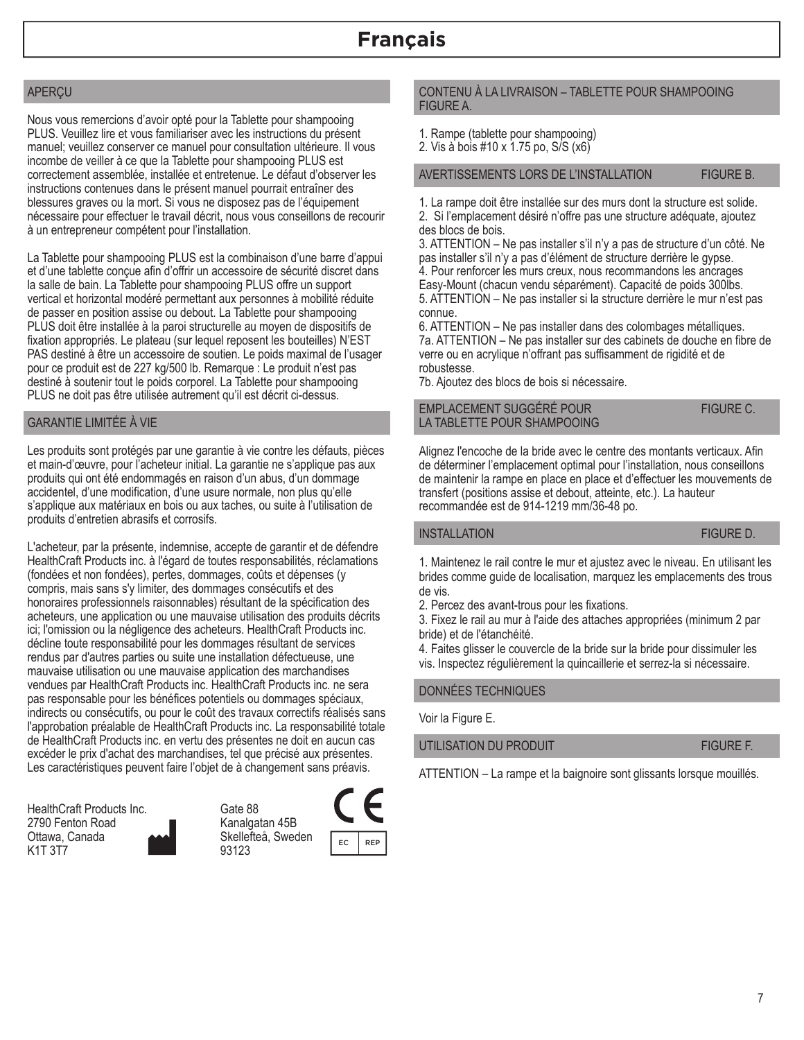# Français

## APERÇU

Nous vous remercions d'avoir opté pour la Tablette pour shampooing PLUS. Veuillez lire et vous familiariser avec les instructions du présent manuel; veuillez conserver ce manuel pour consultation ultérieure. Il vous incombe de veiller à ce que la Tablette pour shampooing PLUS est correctement assemblée, installée et entretenue. Le défaut d'observer les instructions contenues dans le présent manuel pourrait entraîner des blessures graves ou la mort. Si vous ne disposez pas de l'équipement nécessaire pour effectuer le travail décrit, nous vous conseillons de recourir à un entrepreneur compétent pour l'installation.

La Tablette pour shampooing PLUS est la combinaison d'une barre d'appui et d'une tablette conçue afin d'offrir un accessoire de sécurité discret dans la salle de bain. La Tablette pour shampooing PLUS offre un support vertical et horizontal modéré permettant aux personnes à mobilité réduite de passer en position assise ou debout. La Tablette pour shampooing PLUS doit être installée à la paroi structurelle au moyen de dispositifs de fixation appropriés. Le plateau (sur lequel reposent les bouteilles) N'EST PAS destiné à être un accessoire de soutien. Le poids maximal de l'usager pour ce produit est de 227 kg/500 lb. Remarque : Le produit n'est pas destiné à soutenir tout le poids corporel. La Tablette pour shampooing PLUS ne doit pas être utilisée autrement qu'il est décrit ci-dessus.

## GARANTIE LIMITÉE À VIE

Les produits sont protégés par une garantie à vie contre les défauts, pièces et main-d'œuvre, pour l'acheteur initial. La garantie ne s'applique pas aux produits qui ont été endommagés en raison d'un abus, d'un dommage accidentel, d'une modification, d'une usure normale, non plus qu'elle s'applique aux matériaux en bois ou aux taches, ou suite à l'utilisation de produits d'entretien abrasifs et corrosifs.

L'acheteur, par la présente, indemnise, accepte de garantir et de défendre HealthCraft Products inc. à l'égard de toutes responsabilités, réclamations (fondées et non fondées), pertes, dommages, coûts et dépenses (y compris, mais sans s'y limiter, des dommages consécutifs et des honoraires professionnels raisonnables) résultant de la spécification des acheteurs, une application ou une mauvaise utilisation des produits décrits ici; l'omission ou la négligence des acheteurs. HealthCraft Products inc. décline toute responsabilité pour les dommages résultant de services rendus par d'autres parties ou suite une installation défectueuse, une mauvaise utilisation ou une mauvaise application des marchandises vendues par HealthCraft Products inc. HealthCraft Products inc. ne sera pas responsable pour les bénéfices potentiels ou dommages spéciaux, indirects ou consécutifs, ou pour le coût des travaux correctifs réalisés sans l'approbation préalable de HealthCraft Products inc. La responsabilité totale de HealthCraft Products inc. en vertu des présentes ne doit en aucun cas excéder le prix d'achat des marchandises, tel que précisé aux présentes. Les caractéristiques peuvent faire l'objet de à changement sans préavis.

HealthCraft Products Inc.
2790 Fenton Road
Ottawa, Canada
K1T 3T7

Gate 88
Kanalgatan 45B
Skellefteå, Sweden
93123

CE

EC REP

## CONTENU À LA LIVRAISON – TABLETTE POUR SHAMPOOING FIGURE A.

1. Rampe (tablette pour shampooing)
2. Vis à bois #10 x 1.75 po, S/S (x6)

## AVERTISSEMENTS LORS DE L'INSTALLATION FIGURE B.

1. La rampe doit être installée sur des murs dont la structure est solide.
2. Si l'emplacement désiré n'offre pas une structure adéquate, ajoutez des blocs de bois.
3. ATTENTION – Ne pas installer s'il n'y a pas de structure d'un côté. Ne pas installer s'il n'y a pas d'élément de structure derrière le gypse.
4. Pour renforcer les murs creux, nous recommandons les ancrages Easy-Mount (chacun vendu séparément). Capacité de poids 300lbs.
5. ATTENTION – Ne pas installer si la structure derrière le mur n'est pas connue.
6. ATTENTION – Ne pas installer dans des colombages métalliques.
7a. ATTENTION – Ne pas installer sur des cabinets de douche en fibre de verre ou en acrylique n'offrant pas suffisamment de rigidité et de robustesse.
7b. Ajoutez des blocs de bois si nécessaire.

## EMPLACEMENT SUGGÉRÉ POUR LA TABLETTE POUR SHAMPOOING FIGURE C.

Alignez l'encoche de la bride avec le centre des montants verticaux. Afin de déterminer l'emplacement optimal pour l'installation, nous conseillons de maintenir la rampe en place en place et d'effectuer les mouvements de transfert (positions assise et debout, atteinte, etc.). La hauteur recommandée est de 914-1219 mm/36-48 po.

## INSTALLATION FIGURE D.

1. Maintenez le rail contre le mur et ajustez avec le niveau. En utilisant les brides comme guide de localisation, marquez les emplacements des trous de vis.
2. Percez des avant-trous pour les fixations.
3. Fixez le rail au mur à l'aide des attaches appropriées (minimum 2 par bride) et de l'étanchéité.
4. Faites glisser le couvercle de la bride sur la bride pour dissimuler les vis. Inspectez régulièrement la quincaillerie et serrez-la si nécessaire.

## DONNÉES TECHNIQUES

Voir la Figure E.

## UTILISATION DU PRODUIT FIGURE F.

ATTENTION – La rampe et la baignoire sont glissants lorsque mouillés.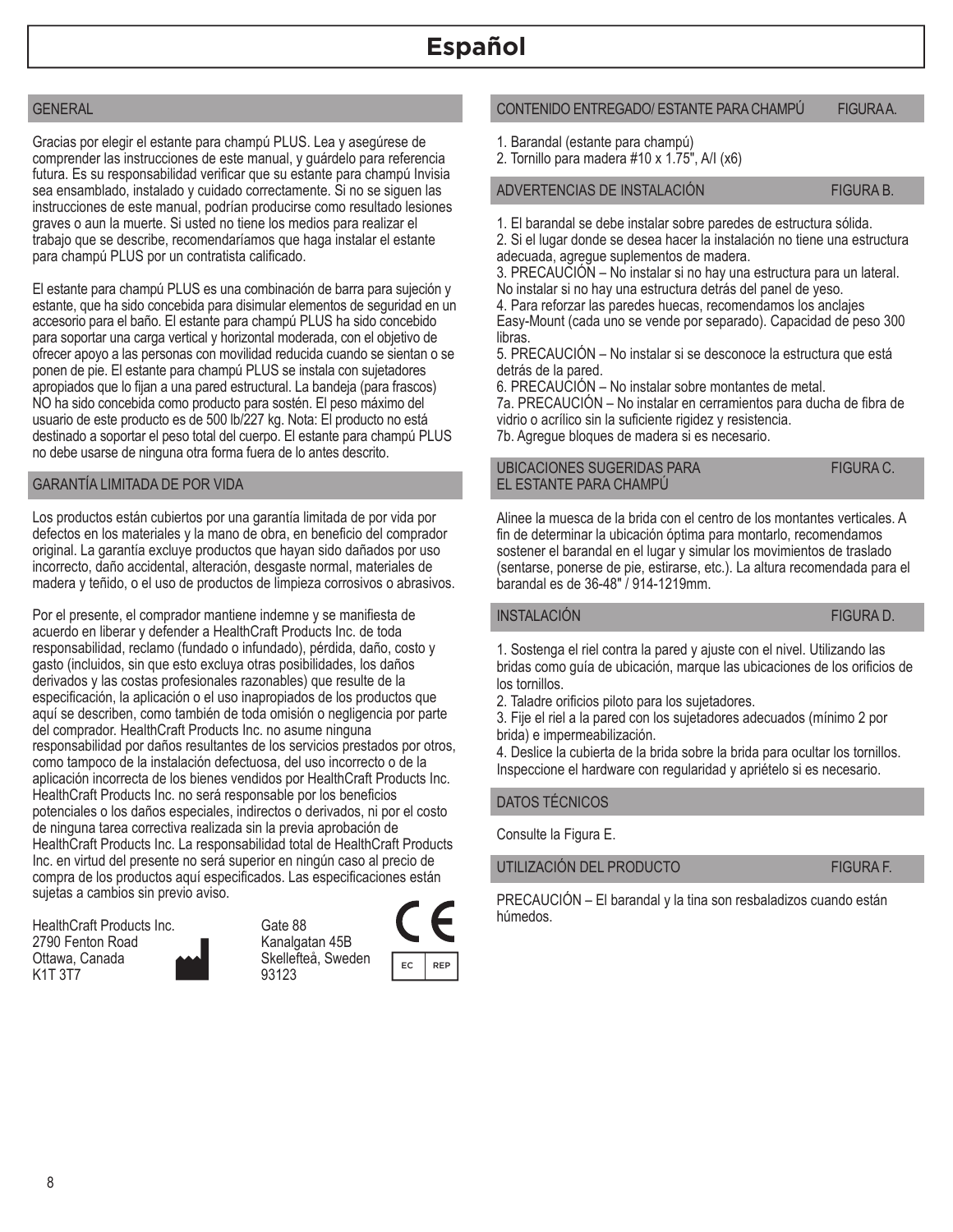# Español

## GENERAL

Gracias por elegir el estante para champú PLUS. Lea y asegúrese de comprender las instrucciones de este manual, y guárdelo para referencia futura. Es su responsabilidad verificar que su estante para champú Invisia sea ensamblado, instalado y cuidado correctamente. Si no se siguen las instrucciones de este manual, podrían producirse como resultado lesiones graves o aun la muerte. Si usted no tiene los medios para realizar el trabajo que se describe, recomendaríamos que haga instalar el estante para champú PLUS por un contratista calificado.

El estante para champú PLUS es una combinación de barra para sujeción y estante, que ha sido concebida para disimular elementos de seguridad en un accesorio para el baño. El estante para champú PLUS ha sido concebido para soportar una carga vertical y horizontal moderada, con el objetivo de ofrecer apoyo a las personas con movilidad reducida cuando se sientan o se ponen de pie. El estante para champú PLUS se instala con sujetadores apropiados que lo fijan a una pared estructural. La bandeja (para frascos) NO ha sido concebida como producto para sostén. El peso máximo del usuario de este producto es de 500 lb/227 kg. Nota: El producto no está destinado a soportar el peso total del cuerpo. El estante para champú PLUS no debe usarse de ninguna otra forma fuera de lo antes descrito.

## GARANTÍA LIMITADA DE POR VIDA

Los productos están cubiertos por una garantía limitada de por vida por defectos en los materiales y la mano de obra, en beneficio del comprador original. La garantía excluye productos que hayan sido dañados por uso incorrecto, daño accidental, alteración, desgaste normal, materiales de madera y teñido, o el uso de productos de limpieza corrosivos o abrasivos.

Por el presente, el comprador mantiene indemne y se manifiesta de acuerdo en liberar y defender a HealthCraft Products Inc. de toda responsabilidad, reclamo (fundado o infundado), pérdida, daño, costo y gasto (incluidos, sin que esto excluya otras posibilidades, los daños derivados y las costas profesionales razonables) que resulte de la especificación, la aplicación o el uso inapropiados de los productos que aquí se describen, como también de toda omisión o negligencia por parte del comprador. HealthCraft Products Inc. no asume ninguna responsabilidad por daños resultantes de los servicios prestados por otros, como tampoco de la instalación defectuosa, del uso incorrecto o de la aplicación incorrecta de los bienes vendidos por HealthCraft Products Inc. HealthCraft Products Inc. no será responsable por los beneficios potenciales o los daños especiales, indirectos o derivados, ni por el costo de ninguna tarea correctiva realizada sin la previa aprobación de HealthCraft Products Inc. La responsabilidad total de HealthCraft Products Inc. en virtud del presente no será superior en ningún caso al precio de compra de los productos aquí especificados. Las especificaciones están sujetas a cambios sin previo aviso.

HealthCraft Products Inc.
2790 Fenton Road
Ottawa, Canada
K1T 3T7

Gate 88
Kanalgatan 45B
Skellefteå, Sweden
93123

CE
EC REP

## CONTENIDO ENTREGADO/ ESTANTE PARA CHAMPÚ — FIGURA A.

1. Barandal (estante para champú)
2. Tornillo para madera #10 x 1.75", A/I (x6)

## ADVERTENCIAS DE INSTALACIÓN — FIGURA B.

1. El barandal se debe instalar sobre paredes de estructura sólida.
2. Si el lugar donde se desea hacer la instalación no tiene una estructura adecuada, agregue suplementos de madera.
3. PRECAUCIÓN – No instalar si no hay una estructura para un lateral. No instalar si no hay una estructura detrás del panel de yeso.
4. Para reforzar las paredes huecas, recomendamos los anclajes Easy-Mount (cada uno se vende por separado). Capacidad de peso 300 libras.
5. PRECAUCIÓN – No instalar si se desconoce la estructura que está detrás de la pared.
6. PRECAUCIÓN – No instalar sobre montantes de metal.
7a. PRECAUCIÓN – No instalar en cerramientos para ducha de fibra de vidrio o acrílico sin la suficiente rigidez y resistencia.
7b. Agregue bloques de madera si es necesario.

## UBICACIONES SUGERIDAS PARA EL ESTANTE PARA CHAMPÚ — FIGURA C.

Alinee la muesca de la brida con el centro de los montantes verticales. A fin de determinar la ubicación óptima para montarlo, recomendamos sostener el barandal en el lugar y simular los movimientos de traslado (sentarse, ponerse de pie, estirarse, etc.). La altura recomendada para el barandal es de 36-48" / 914-1219mm.

## INSTALACIÓN — FIGURA D.

1. Sostenga el riel contra la pared y ajuste con el nivel. Utilizando las bridas como guía de ubicación, marque las ubicaciones de los orificios de los tornillos.
2. Taladre orificios piloto para los sujetadores.
3. Fije el riel a la pared con los sujetadores adecuados (mínimo 2 por brida) e impermeabilización.
4. Deslice la cubierta de la brida sobre la brida para ocultar los tornillos. Inspeccione el hardware con regularidad y apriételo si es necesario.

## DATOS TÉCNICOS

Consulte la Figura E.

## UTILIZACIÓN DEL PRODUCTO — FIGURA F.

PRECAUCIÓN – El barandal y la tina son resbaladizos cuando están húmedos.